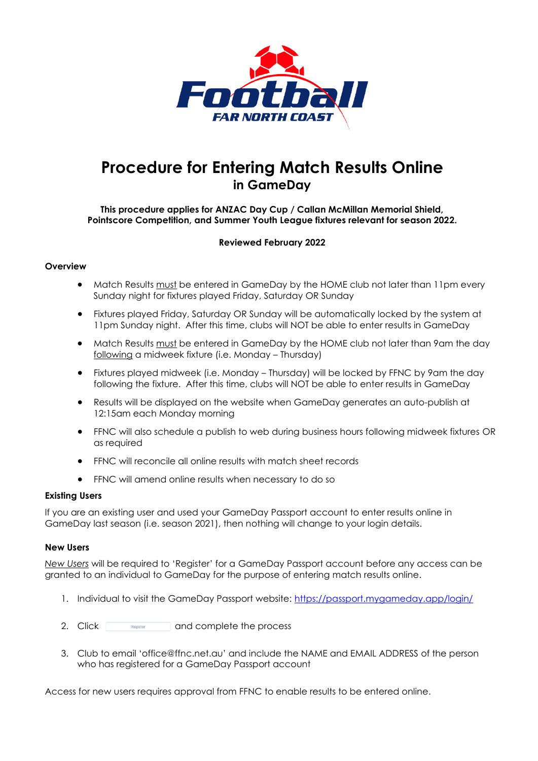# Procedure for Entering Match Results Online
## in GameDay

**This procedure applies for ANZAC Day Cup / Callan McMillan Memorial Shield, Pointscore Competition, and Summer Youth League fixtures relevant for season 2022.**

**Reviewed February 2022**

### Overview

- Match Results must be entered in GameDay by the HOME club not later than 11pm every Sunday night for fixtures played Friday, Saturday OR Sunday
- Fixtures played Friday, Saturday OR Sunday will be automatically locked by the system at 11pm Sunday night. After this time, clubs will NOT be able to enter results in GameDay
- Match Results must be entered in GameDay by the HOME club not later than 9am the day following a midweek fixture (i.e. Monday – Thursday)
- Fixtures played midweek (i.e. Monday – Thursday) will be locked by FFNC by 9am the day following the fixture. After this time, clubs will NOT be able to enter results in GameDay
- Results will be displayed on the website when GameDay generates an auto-publish at 12:15am each Monday morning
- FFNC will also schedule a publish to web during business hours following midweek fixtures OR as required
- FFNC will reconcile all online results with match sheet records
- FFNC will amend online results when necessary to do so

### Existing Users

If you are an existing user and used your GameDay Passport account to enter results online in GameDay last season (i.e. season 2021), then nothing will change to your login details.

### New Users

*New Users* will be required to 'Register' for a GameDay Passport account before any access can be granted to an individual to GameDay for the purpose of entering match results online.

1. Individual to visit the GameDay Passport website: https://passport.mygameday.app/login/
2. Click [Register] and complete the process
3. Club to email 'office@ffnc.net.au' and include the NAME and EMAIL ADDRESS of the person who has registered for a GameDay Passport account

Access for new users requires approval from FFNC to enable results to be entered online.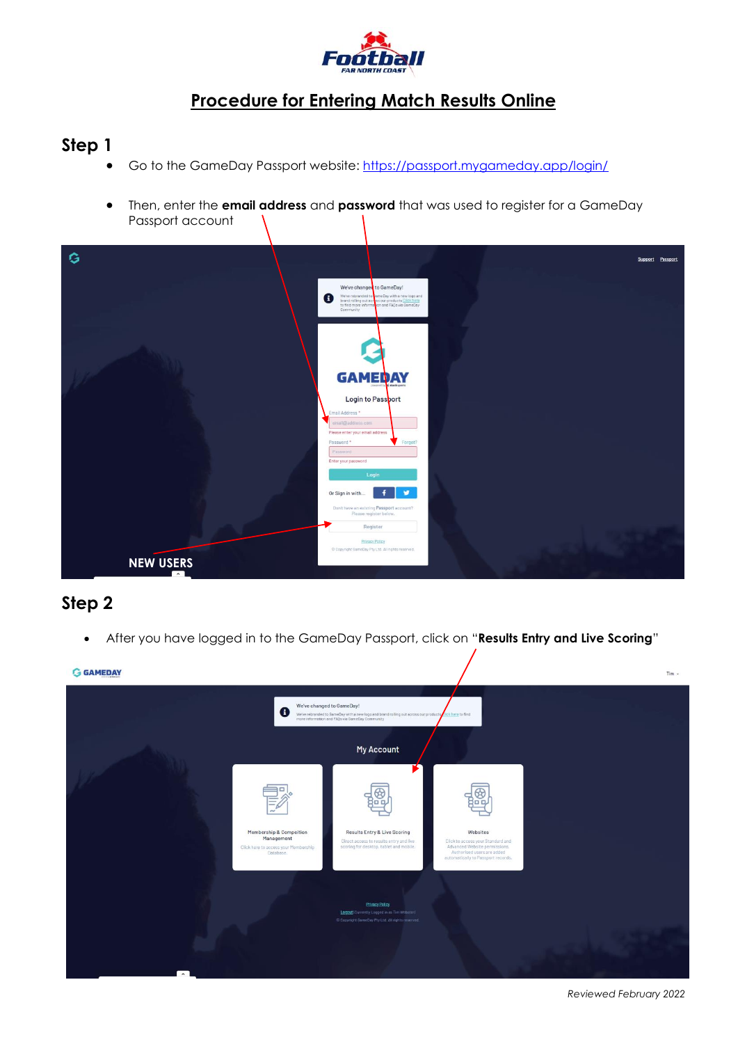# Procedure for Entering Match Results Online

## Step 1

- Go to the GameDay Passport website: [https://passport.mygameday.app/login/](https://passport.mygameday.app/login/)
- Then, enter the **email address** and **password** that was used to register for a GameDay Passport account

NEW USERS

## Step 2

- After you have logged in to the GameDay Passport, click on "**Results Entry and Live Scoring**"

*Reviewed February 2022*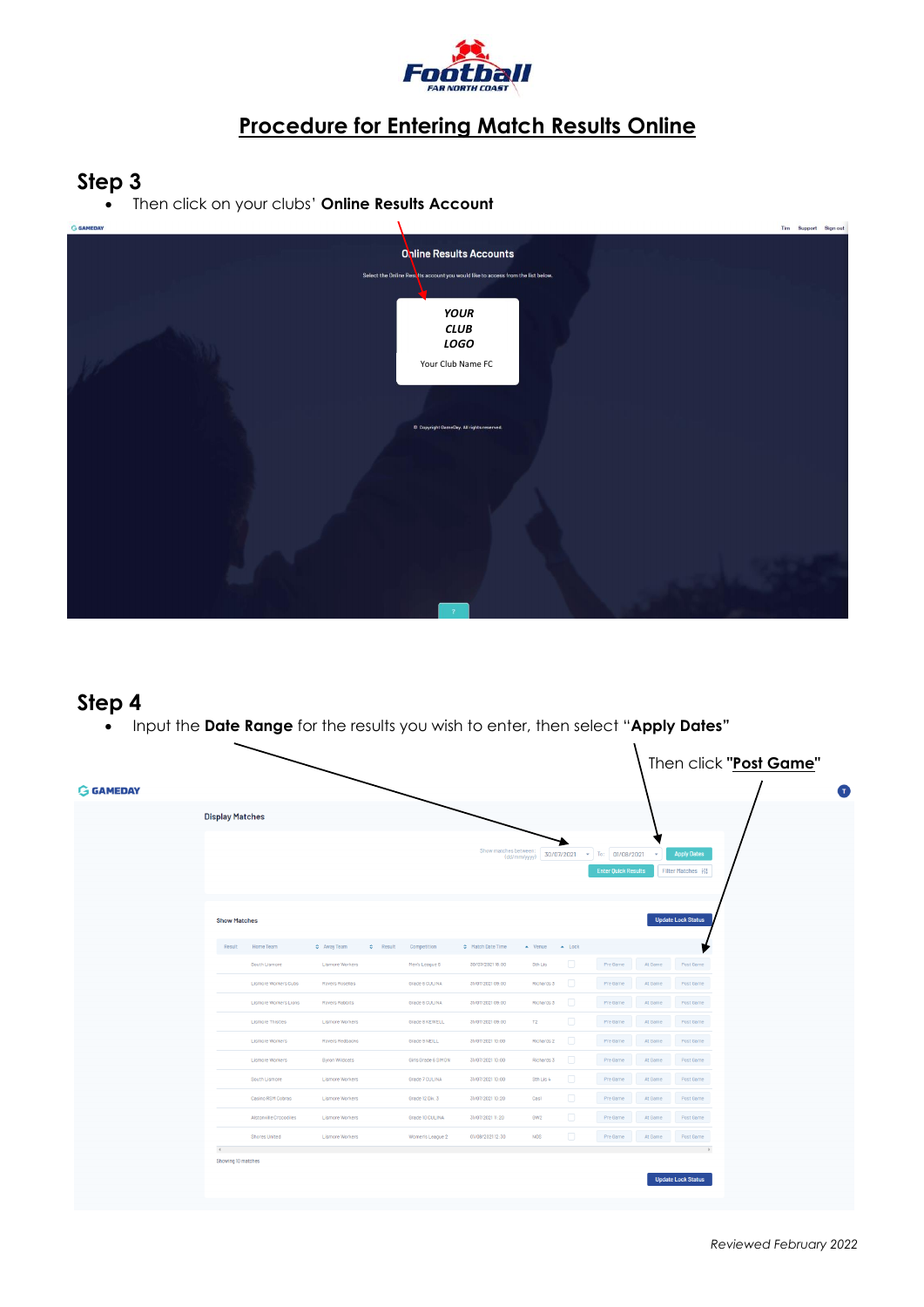## Procedure for Entering Match Results Online

### Step 3

- Then click on your clubs' **Online Results Account**

### Step 4

- Input the **Date Range** for the results you wish to enter, then select "**Apply Dates**"

Then click "**Post Game**"

*Reviewed February 2022*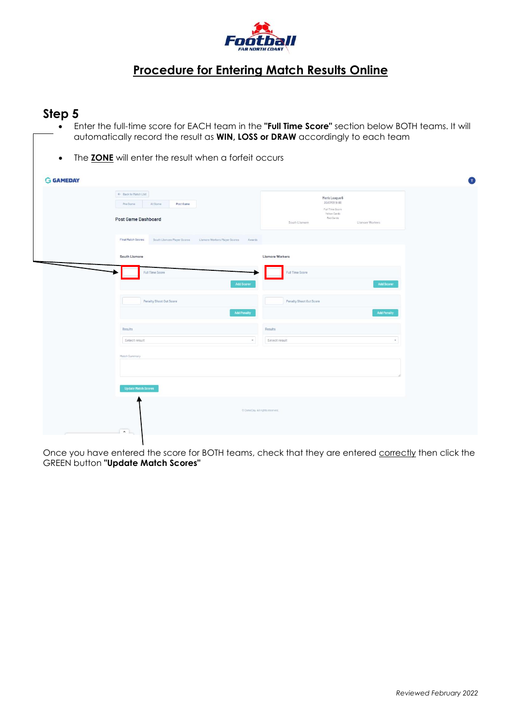# Procedure for Entering Match Results Online

## Step 5

- Enter the full-time score for EACH team in the **"Full Time Score"** section below BOTH teams. It will automatically record the result as **WIN, LOSS or DRAW** accordingly to each team
- The **ZONE** will enter the result when a forfeit occurs

Once you have entered the score for BOTH teams, check that they are entered correctly then click the GREEN button **"Update Match Scores"**

*Reviewed February 2022*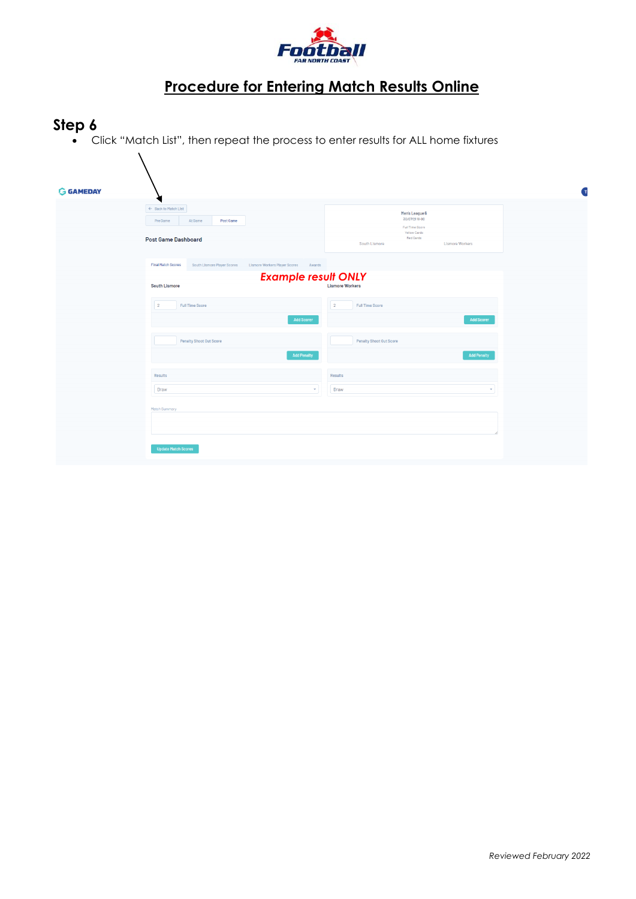# Procedure for Entering Match Results Online

## Step 6

- Click "Match List", then repeat the process to enter results for ALL home fixtures

GAMEDAY

← Back to Match List

Pre Game | At Game | Post Game

Post Game Dashboard

Men's League B
20/07/21 18:00
Full Time Score
Yellow Cards
Red Cards
South Lismore    Lismore Workers

Final Match Scores | South Lismore Player Scores | Lismore Workers Player Scores | Awards

*Example result ONLY*

South Lismore

2 Full Time Score

Add Scorer

Penalty Shoot Out Score

Add Penalty

Results

Draw

Lismore Workers

2 Full Time Score

Add Scorer

Penalty Shoot Out Score

Add Penalty

Results

Draw

Match Summary

Update Match Scores

*Reviewed February 2022*